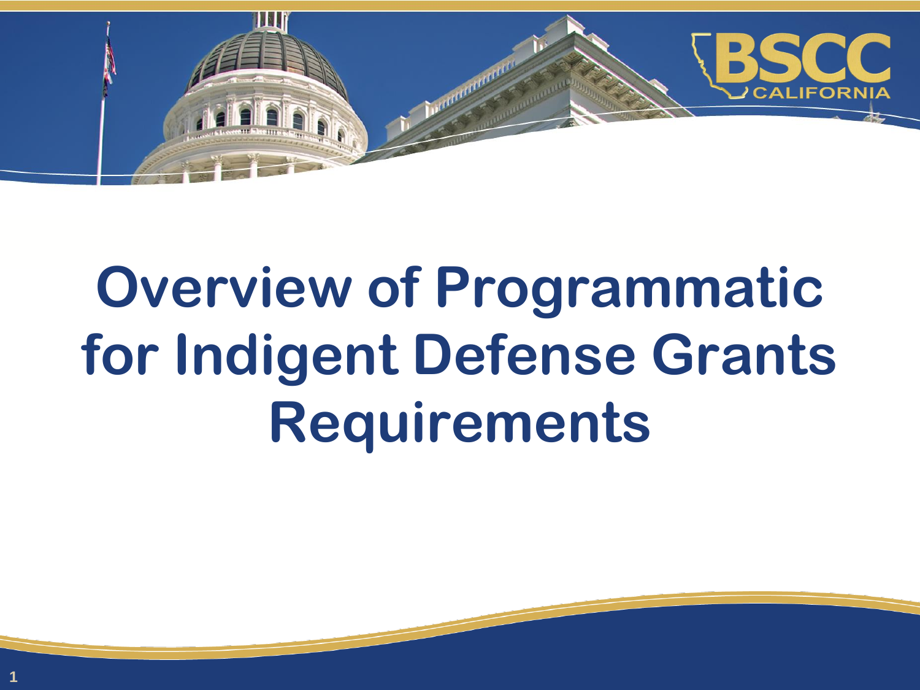# Overview of Programmatic for Indigent Defense Grants Requirements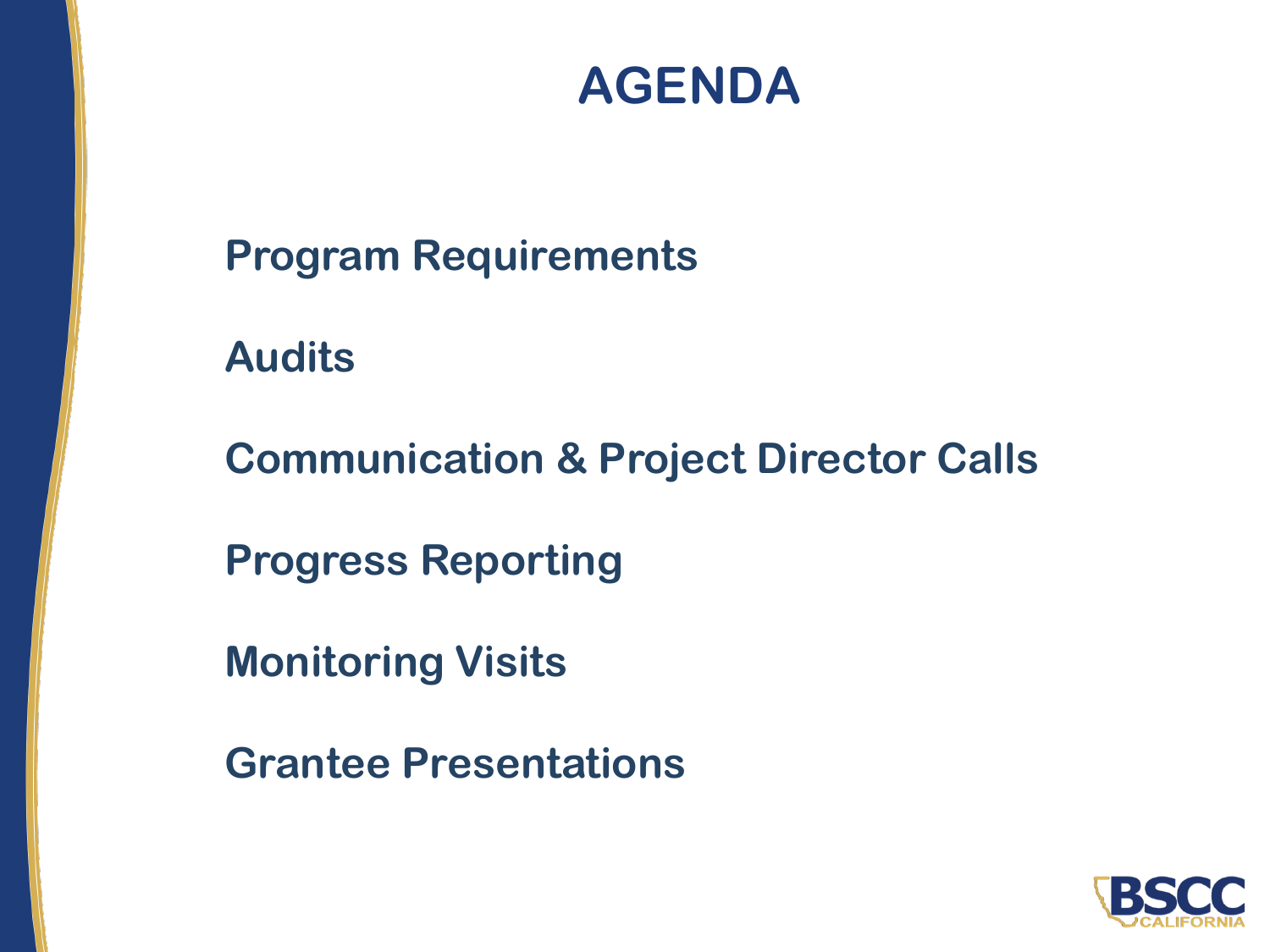# AGENDA

Program Requirements

Audits

Communication & Project Director Calls

Progress Reporting

Monitoring Visits

Grantee Presentations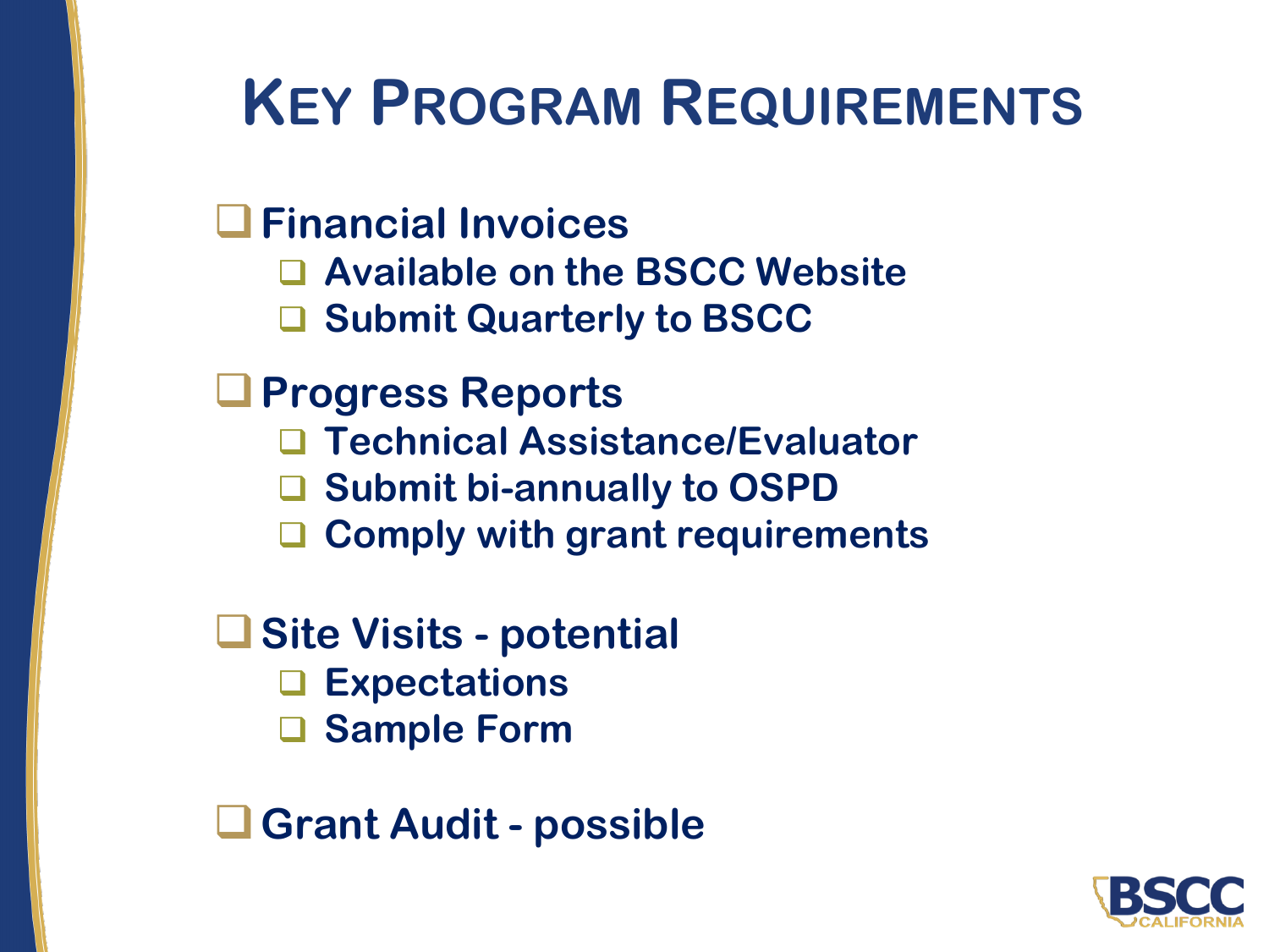# Key Program Requirements

- **Financial Invoices**
  - **Available on the BSCC Website**
  - **Submit Quarterly to BSCC**
- **Progress Reports**
  - **Technical Assistance/Evaluator**
  - **Submit bi-annually to OSPD**
  - **Comply with grant requirements**
- **Site Visits - potential**
  - **Expectations**
  - **Sample Form**
- **Grant Audit - possible**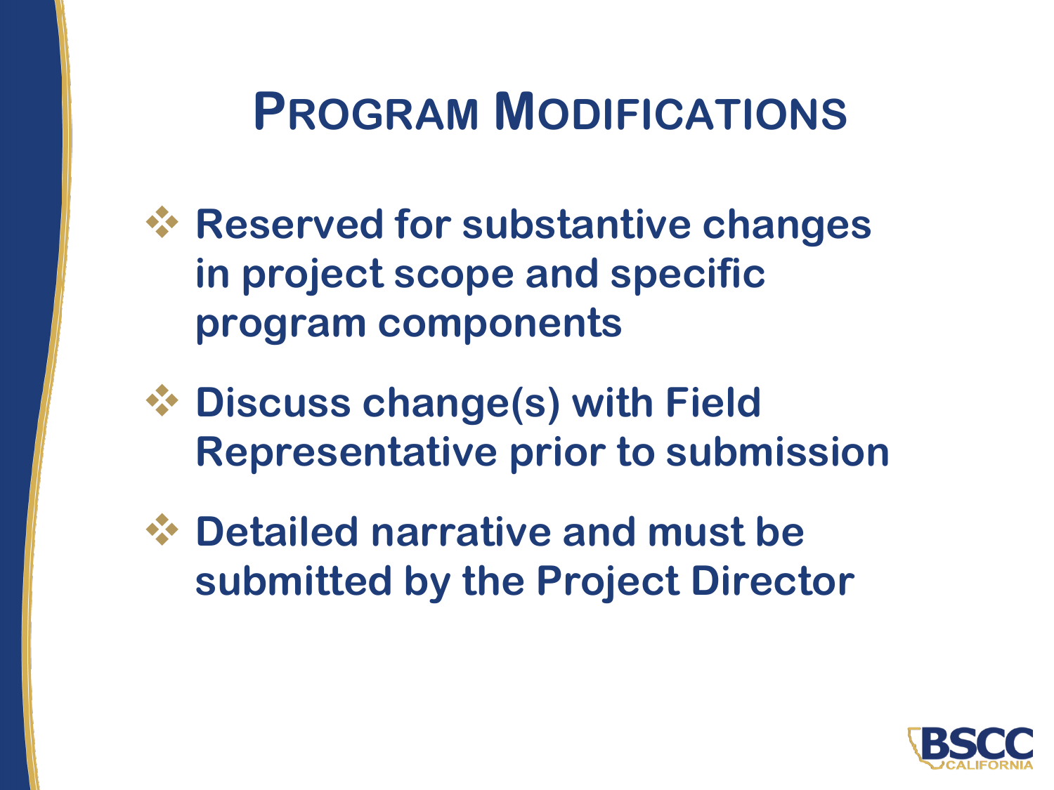# Program Modifications

- Reserved for substantive changes in project scope and specific program components
- Discuss change(s) with Field Representative prior to submission
- Detailed narrative and must be submitted by the Project Director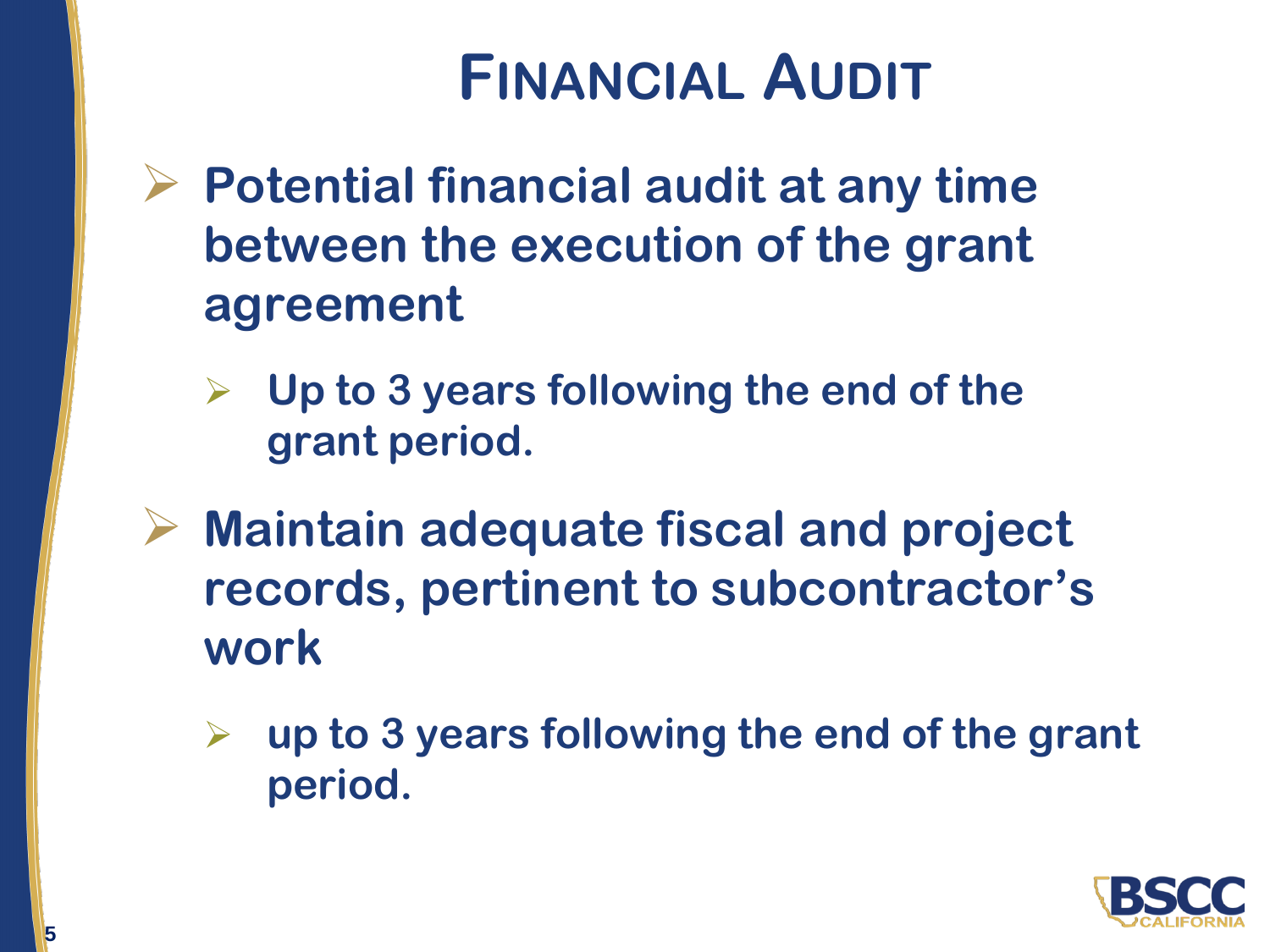# Financial Audit

- Potential financial audit at any time between the execution of the grant agreement
  - Up to 3 years following the end of the grant period.
- Maintain adequate fiscal and project records, pertinent to subcontractor's work
  - up to 3 years following the end of the grant period.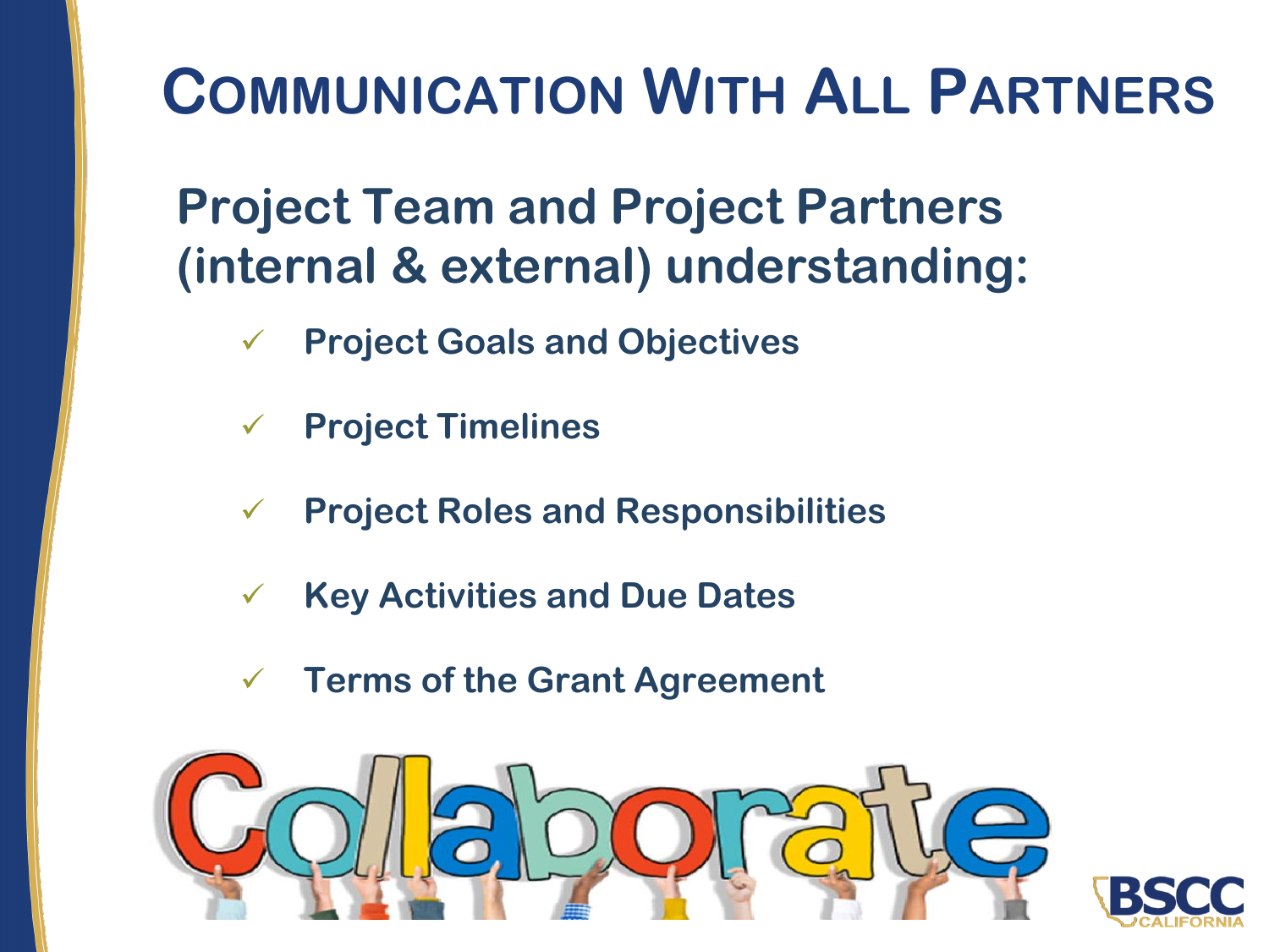# Communication With All Partners

## Project Team and Project Partners (internal & external) understanding:

- ✓ Project Goals and Objectives
- ✓ Project Timelines
- ✓ Project Roles and Responsibilities
- ✓ Key Activities and Due Dates
- ✓ Terms of the Grant Agreement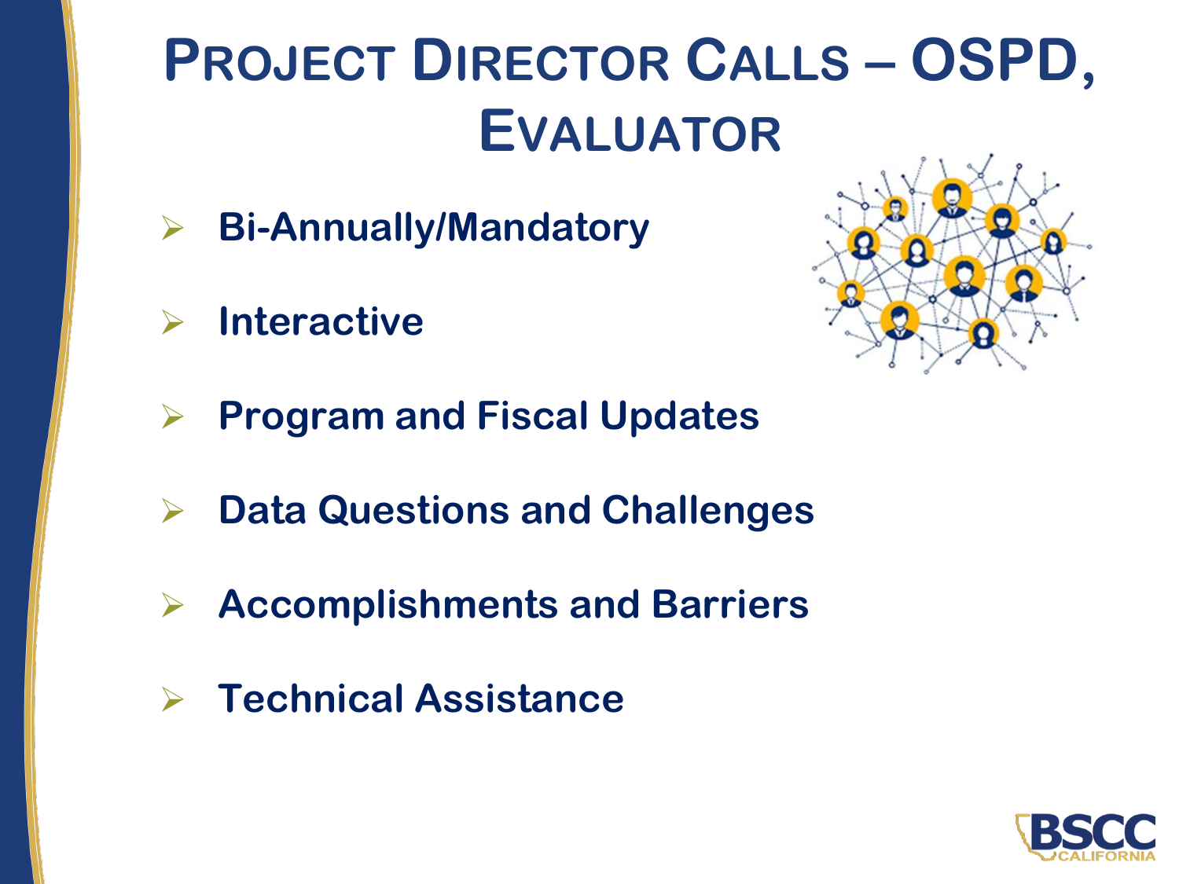# Project Director Calls – OSPD, Evaluator

- Bi-Annually/Mandatory
- Interactive
- Program and Fiscal Updates
- Data Questions and Challenges
- Accomplishments and Barriers
- Technical Assistance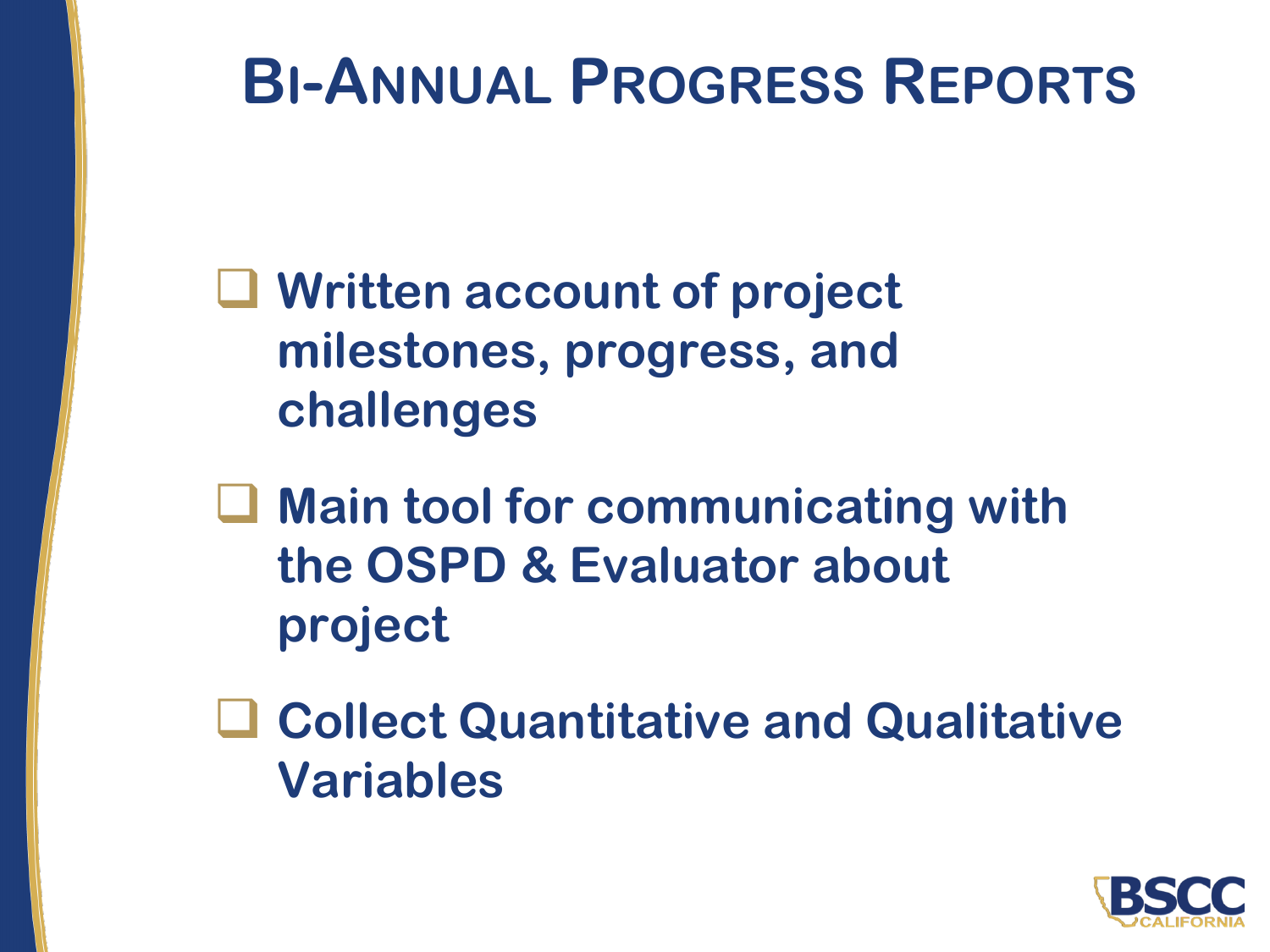# Bi-Annual Progress Reports

- Written account of project milestones, progress, and challenges
- Main tool for communicating with the OSPD & Evaluator about project
- Collect Quantitative and Qualitative Variables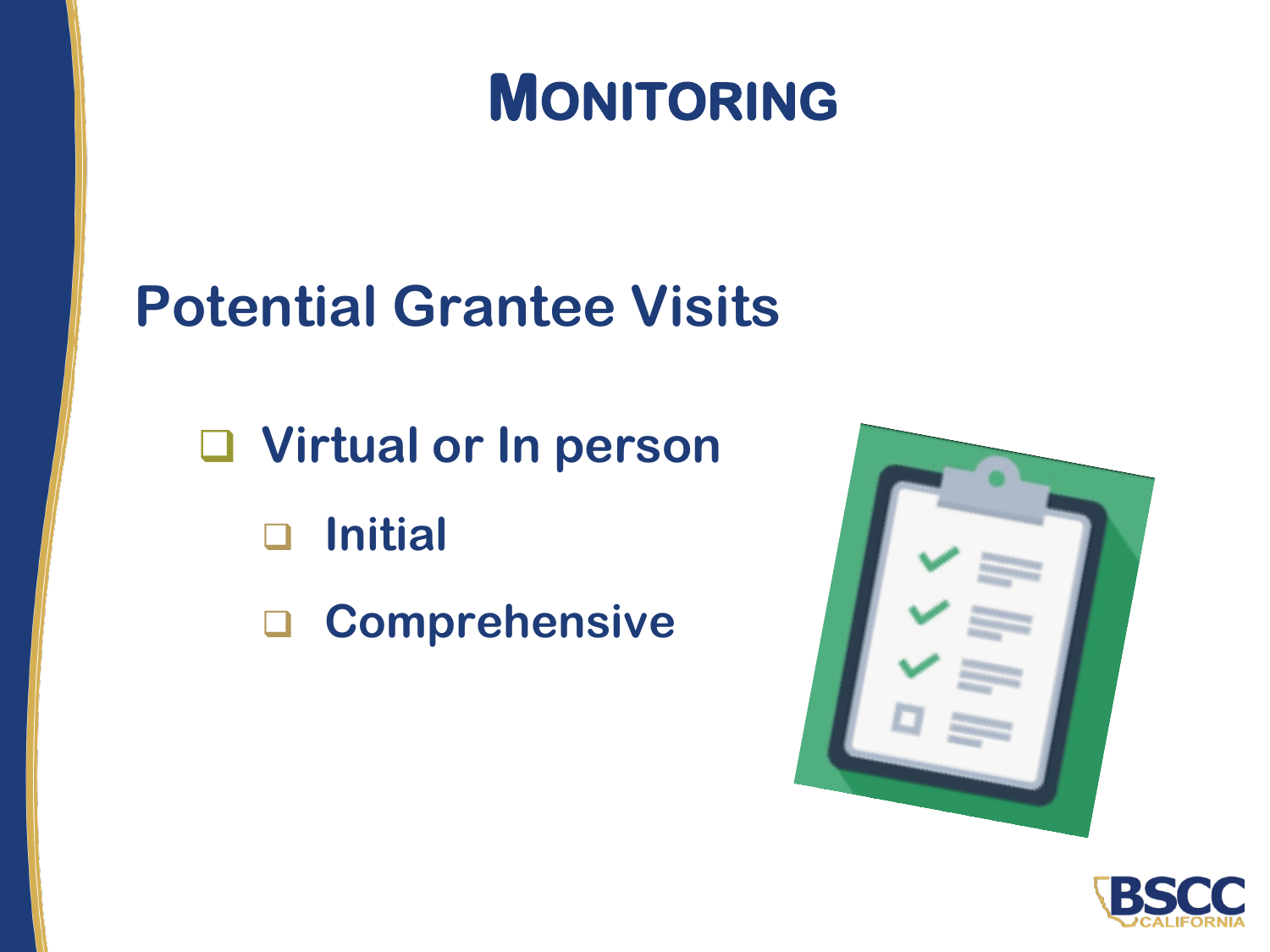# MONITORING

## Potential Grantee Visits

- Virtual or In person
  - Initial
  - Comprehensive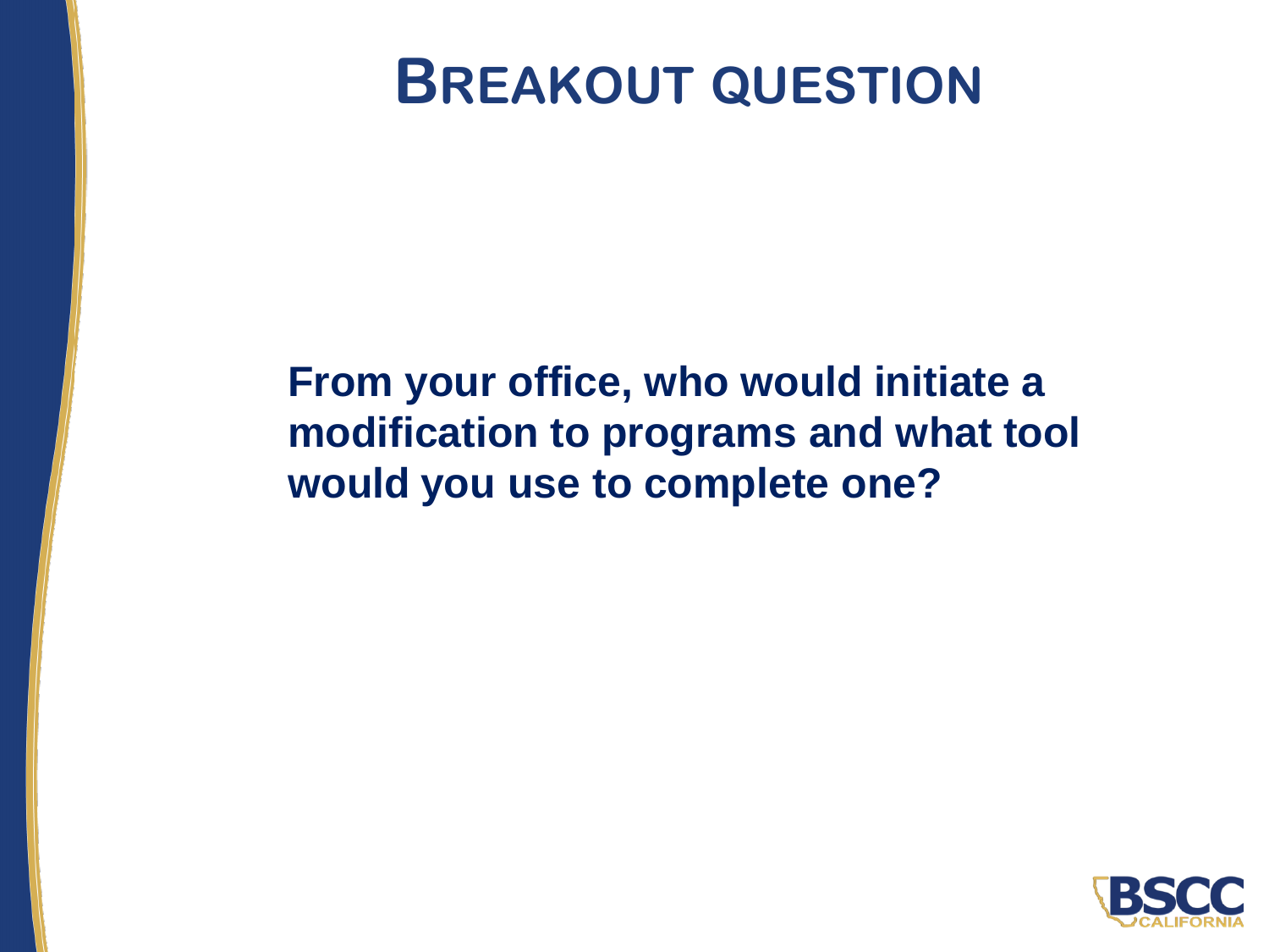# Breakout question

**From your office, who would initiate a modification to programs and what tool would you use to complete one?**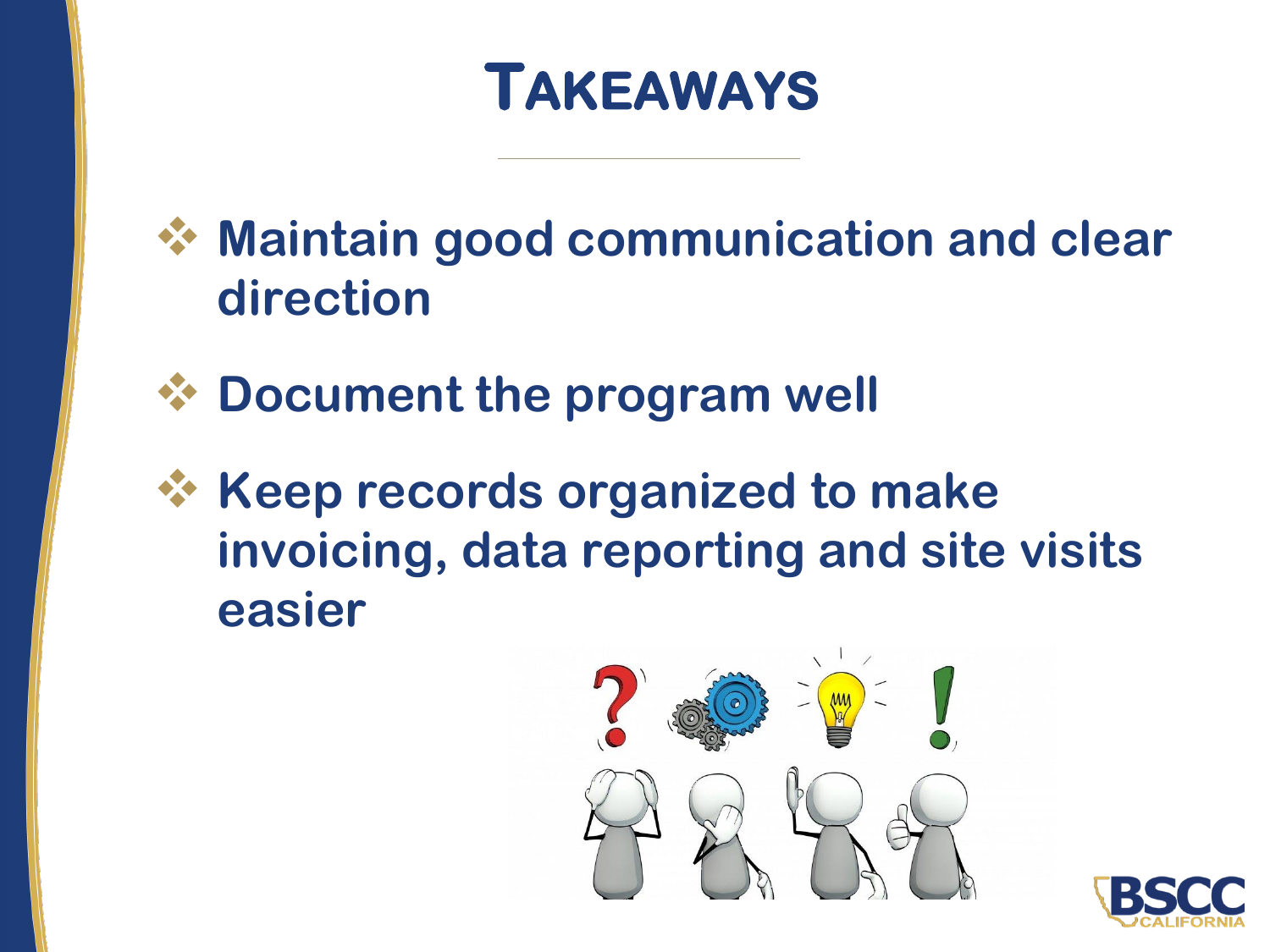# Takeaways

- Maintain good communication and clear direction
- Document the program well
- Keep records organized to make invoicing, data reporting and site visits easier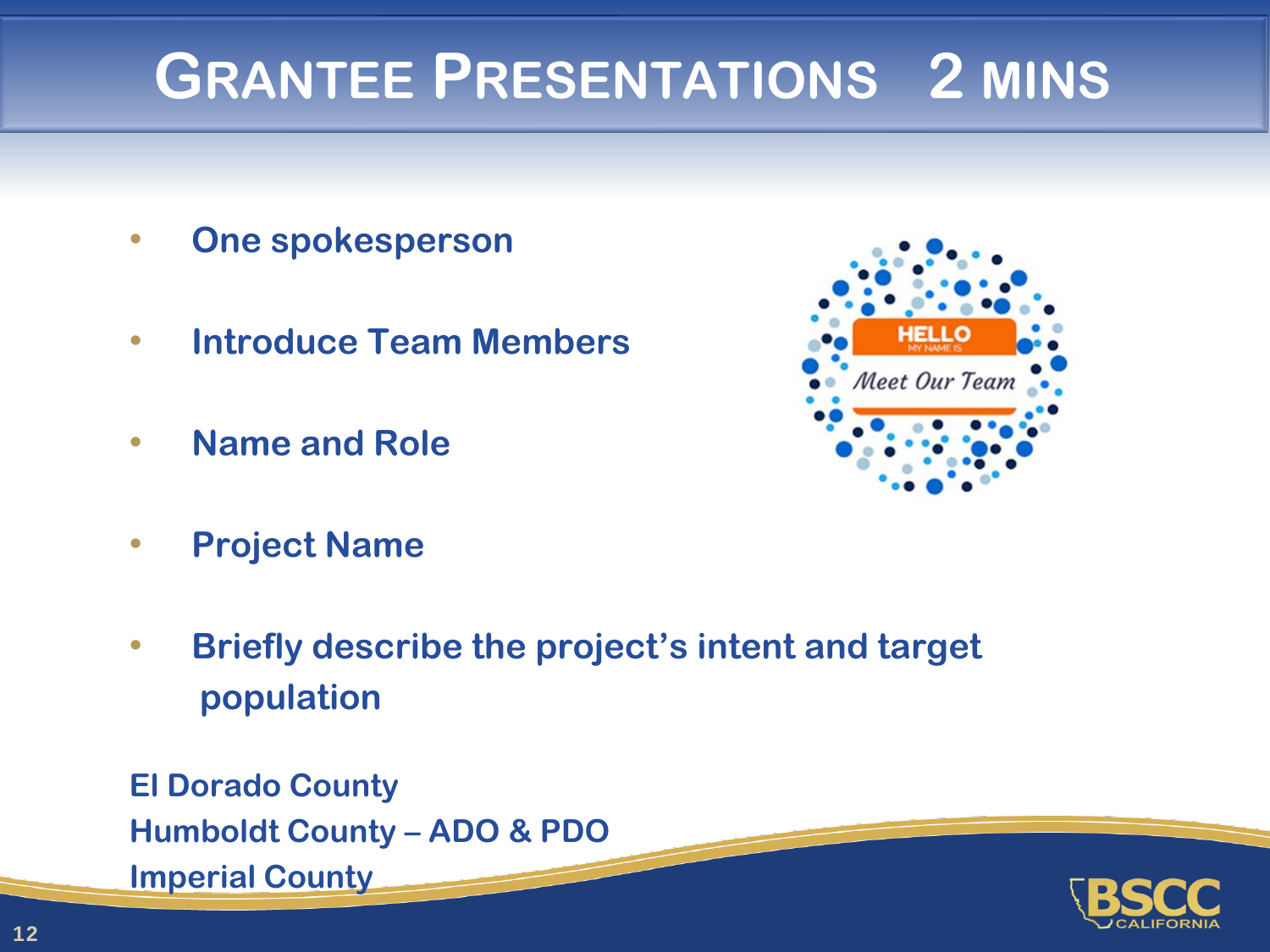# GRANTEE PRESENTATIONS 2 MINS

- One spokesperson
- Introduce Team Members
- Name and Role
- Project Name
- Briefly describe the project's intent and target population

El Dorado County
Humboldt County – ADO & PDO
Imperial County